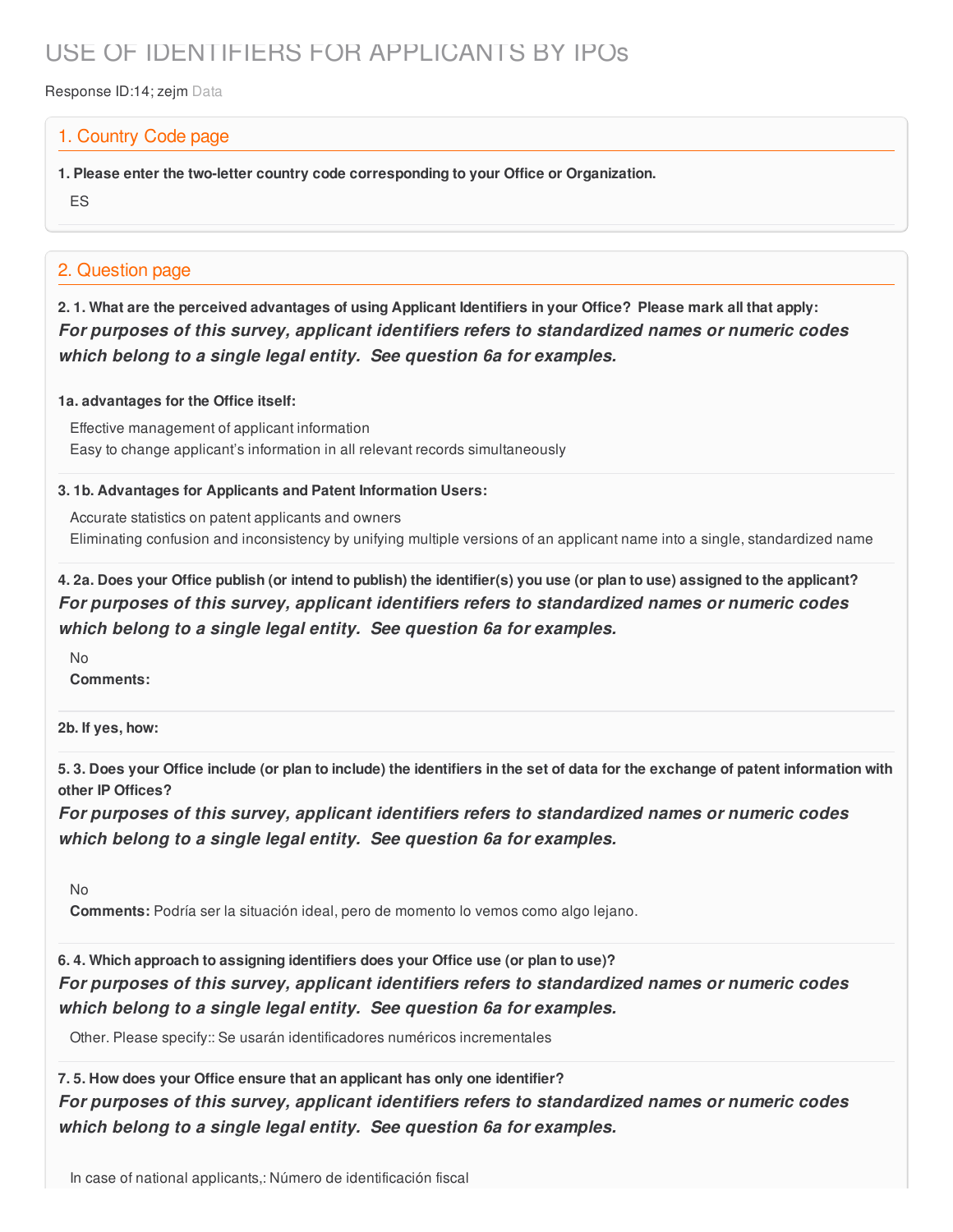# USE OF IDENTIFIERS FOR APPLICANTS BY IPOs

Response ID:14; zejm Data

## 1. Country Code page

**1. Please enter the two-letter country code corresponding to your Office or Organization.**

ES

## 2. Question page

**2. 1. What are the perceived advantages of using Applicant Identifiers in your Office? Please mark all that apply:**

***For purposes of this survey, applicant identifiers refers to standardized names or numeric codes which belong to a single legal entity. See question 6a for examples.***

**1a. advantages for the Office itself:**

Effective management of applicant information
Easy to change applicant's information in all relevant records simultaneously

**3. 1b. Advantages for Applicants and Patent Information Users:**

Accurate statistics on patent applicants and owners
Eliminating confusion and inconsistency by unifying multiple versions of an applicant name into a single, standardized name

**4. 2a. Does your Office publish (or intend to publish) the identifier(s) you use (or plan to use) assigned to the applicant?**

***For purposes of this survey, applicant identifiers refers to standardized names or numeric codes which belong to a single legal entity. See question 6a for examples.***

No
**Comments:**

**2b. If yes, how:**

**5. 3. Does your Office include (or plan to include) the identifiers in the set of data for the exchange of patent information with other IP Offices?**

***For purposes of this survey, applicant identifiers refers to standardized names or numeric codes which belong to a single legal entity. See question 6a for examples.***

No
**Comments:** Podría ser la situación ideal, pero de momento lo vemos como algo lejano.

**6. 4. Which approach to assigning identifiers does your Office use (or plan to use)?**

***For purposes of this survey, applicant identifiers refers to standardized names or numeric codes which belong to a single legal entity. See question 6a for examples.***

Other. Please specify:: Se usarán identificadores numéricos incrementales

**7. 5. How does your Office ensure that an applicant has only one identifier?**

***For purposes of this survey, applicant identifiers refers to standardized names or numeric codes which belong to a single legal entity. See question 6a for examples.***

In case of national applicants,: Número de identificación fiscal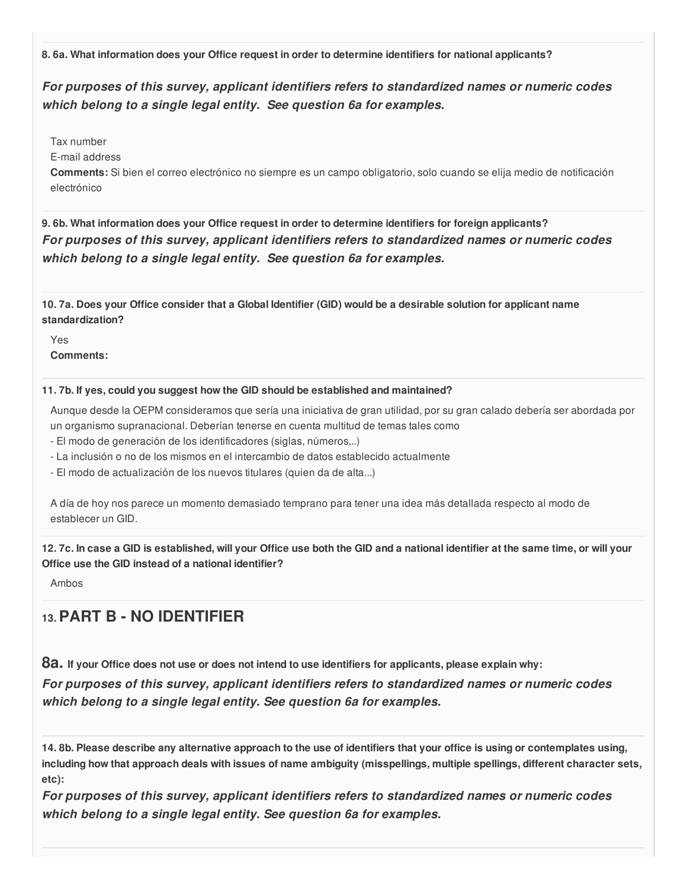**8. 6a. What information does your Office request in order to determine identifiers for national applicants?**

***For purposes of this survey, applicant identifiers refers to standardized names or numeric codes which belong to a single legal entity. See question 6a for examples.***

Tax number
E-mail address
**Comments:** Si bien el correo electrónico no siempre es un campo obligatorio, solo cuando se elija medio de notificación electrónico

**9. 6b. What information does your Office request in order to determine identifiers for foreign applicants?**

***For purposes of this survey, applicant identifiers refers to standardized names or numeric codes which belong to a single legal entity. See question 6a for examples.***

**10. 7a. Does your Office consider that a Global Identifier (GID) would be a desirable solution for applicant name standardization?**

Yes
**Comments:**

**11. 7b. If yes, could you suggest how the GID should be established and maintained?**

Aunque desde la OEPM consideramos que sería una iniciativa de gran utilidad, por su gran calado debería ser abordada por un organismo supranacional. Deberían tenerse en cuenta multitud de temas tales como
- El modo de generación de los identificadores (siglas, números,..)
- La inclusión o no de los mismos en el intercambio de datos establecido actualmente
- El modo de actualización de los nuevos titulares (quien da de alta...)

A día de hoy nos parece un momento demasiado temprano para tener una idea más detallada respecto al modo de establecer un GID.

**12. 7c. In case a GID is established, will your Office use both the GID and a national identifier at the same time, or will your Office use the GID instead of a national identifier?**

Ambos

## 13. PART B - NO IDENTIFIER

**8a. If your Office does not use or does not intend to use identifiers for applicants, please explain why:**

***For purposes of this survey, applicant identifiers refers to standardized names or numeric codes which belong to a single legal entity. See question 6a for examples.***

**14. 8b. Please describe any alternative approach to the use of identifiers that your office is using or contemplates using, including how that approach deals with issues of name ambiguity (misspellings, multiple spellings, different character sets, etc):**

***For purposes of this survey, applicant identifiers refers to standardized names or numeric codes which belong to a single legal entity. See question 6a for examples.***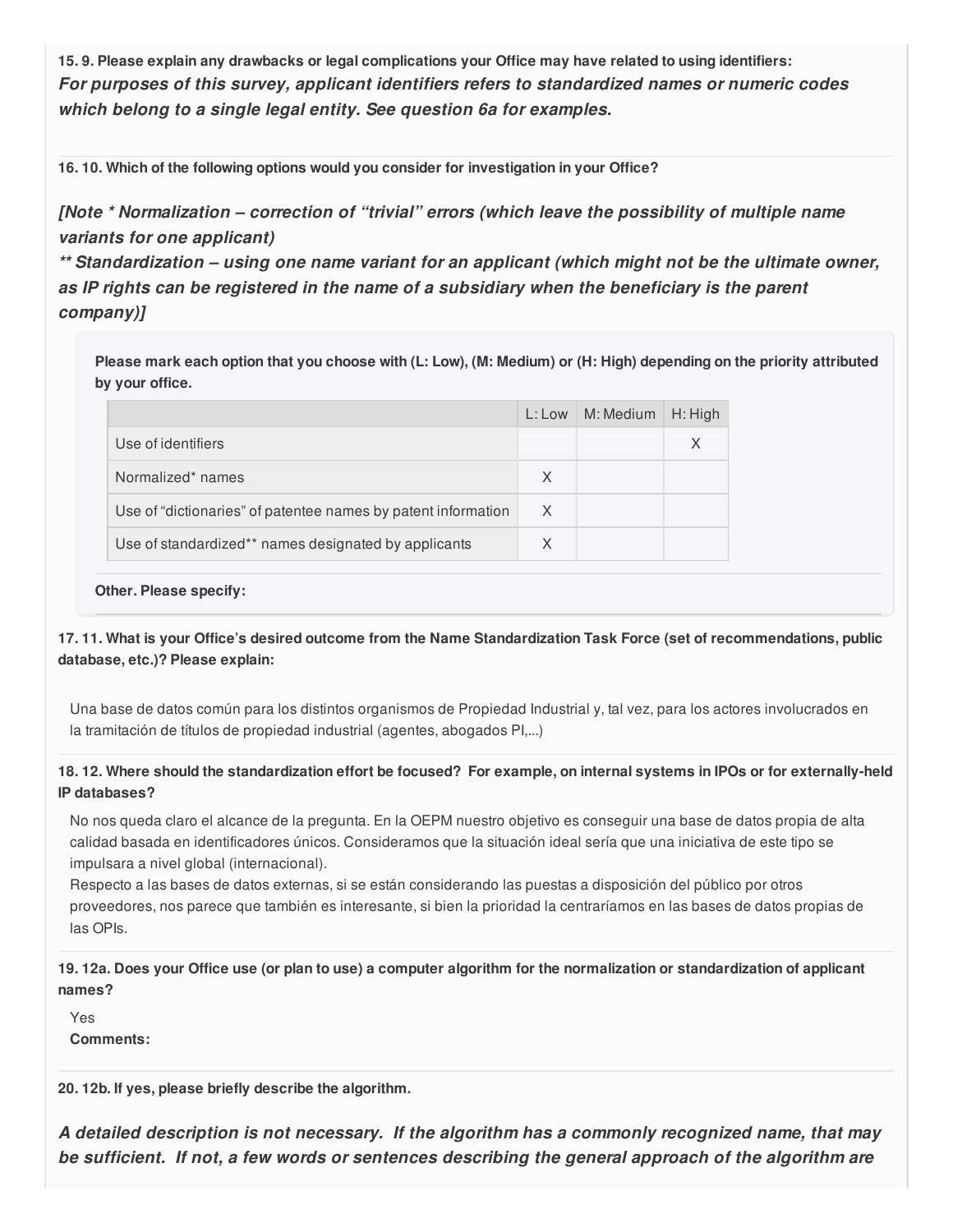**15. 9. Please explain any drawbacks or legal complications your Office may have related to using identifiers:**

***For purposes of this survey, applicant identifiers refers to standardized names or numeric codes which belong to a single legal entity. See question 6a for examples.***

**16. 10. Which of the following options would you consider for investigation in your Office?**

***[Note * Normalization – correction of "trivial" errors (which leave the possibility of multiple name variants for one applicant)***
***** Standardization – using one name variant for an applicant (which might not be the ultimate owner, as IP rights can be registered in the name of a subsidiary when the beneficiary is the parent company)]***

**Please mark each option that you choose with (L: Low), (M: Medium) or (H: High) depending on the priority attributed by your office.**

| | L: Low | M: Medium | H: High |
|---|---|---|---|
| Use of identifiers | | | X |
| Normalized* names | X | | |
| Use of "dictionaries" of patentee names by patent information | X | | |
| Use of standardized** names designated by applicants | X | | |

**Other. Please specify:**

**17. 11. What is your Office's desired outcome from the Name Standardization Task Force (set of recommendations, public database, etc.)? Please explain:**

Una base de datos común para los distintos organismos de Propiedad Industrial y, tal vez, para los actores involucrados en la tramitación de títulos de propiedad industrial (agentes, abogados PI,...)

**18. 12. Where should the standardization effort be focused? For example, on internal systems in IPOs or for externally-held IP databases?**

No nos queda claro el alcance de la pregunta. En la OEPM nuestro objetivo es conseguir una base de datos propia de alta calidad basada en identificadores únicos. Consideramos que la situación ideal sería que una iniciativa de este tipo se impulsara a nivel global (internacional).
Respecto a las bases de datos externas, si se están considerando las puestas a disposición del público por otros proveedores, nos parece que también es interesante, si bien la prioridad la centraríamos en las bases de datos propias de las OPIs.

**19. 12a. Does your Office use (or plan to use) a computer algorithm for the normalization or standardization of applicant names?**

Yes
**Comments:**

**20. 12b. If yes, please briefly describe the algorithm.**

***A detailed description is not necessary. If the algorithm has a commonly recognized name, that may be sufficient. If not, a few words or sentences describing the general approach of the algorithm are***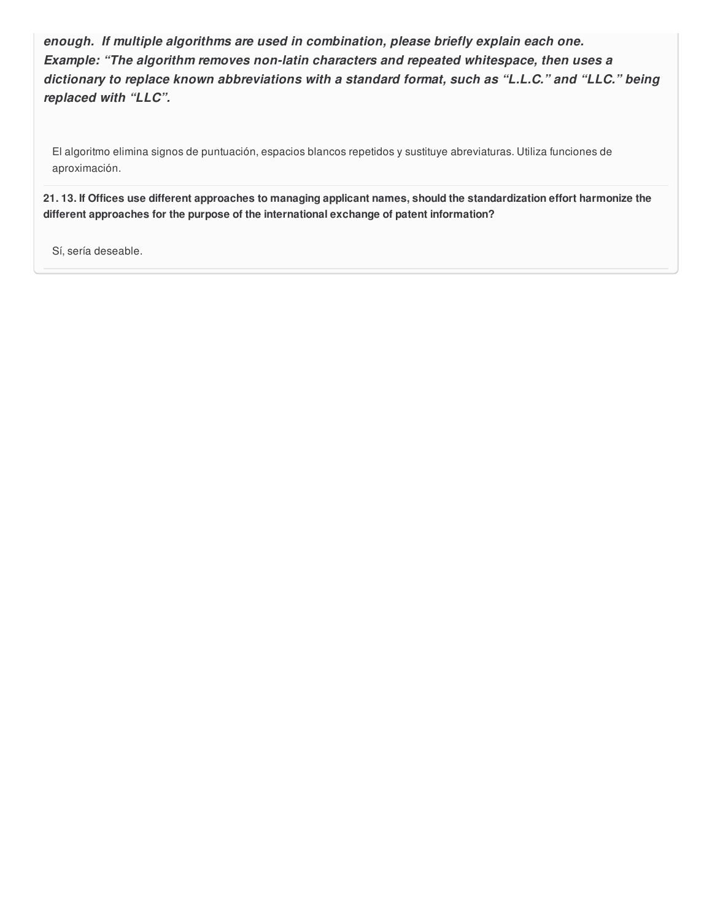***enough. If multiple algorithms are used in combination, please briefly explain each one.***
***Example: "The algorithm removes non-latin characters and repeated whitespace, then uses a dictionary to replace known abbreviations with a standard format, such as "L.L.C." and "LLC." being replaced with "LLC".***

El algoritmo elimina signos de puntuación, espacios blancos repetidos y sustituye abreviaturas. Utiliza funciones de aproximación.

**21. 13. If Offices use different approaches to managing applicant names, should the standardization effort harmonize the different approaches for the purpose of the international exchange of patent information?**

Sí, sería deseable.